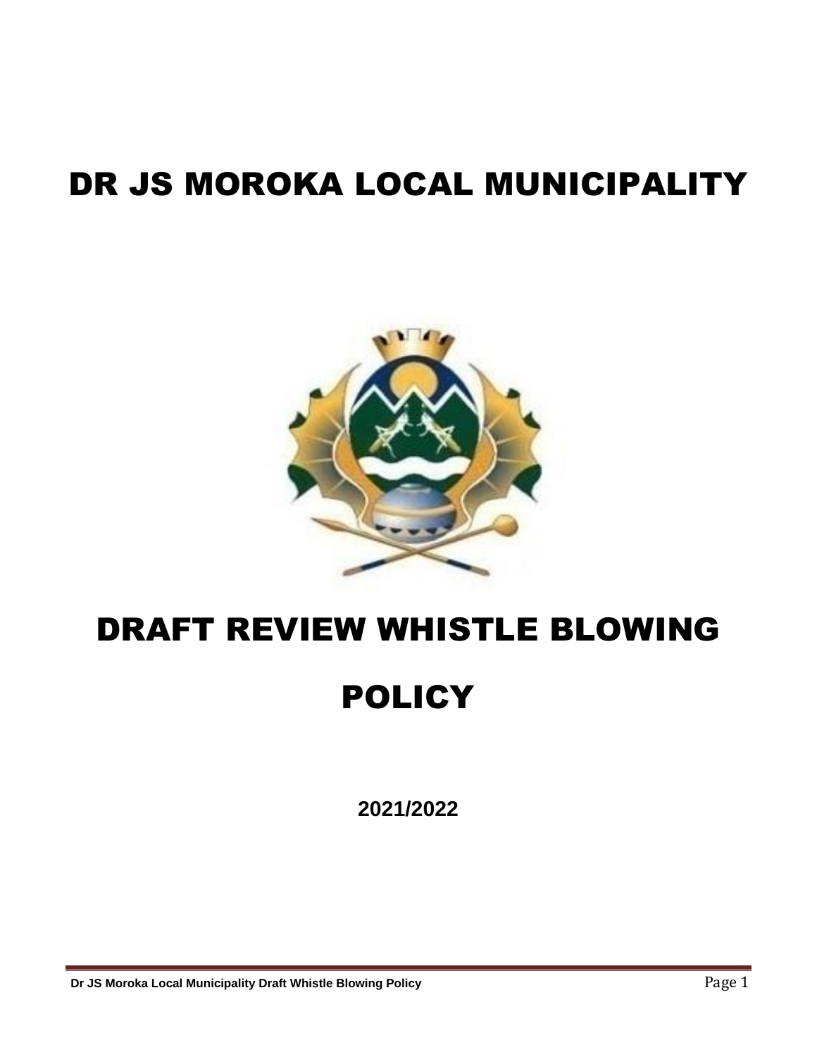# DR JS MOROKA LOCAL MUNICIPALITY

# DRAFT REVIEW WHISTLE BLOWING POLICY

**2021/2022**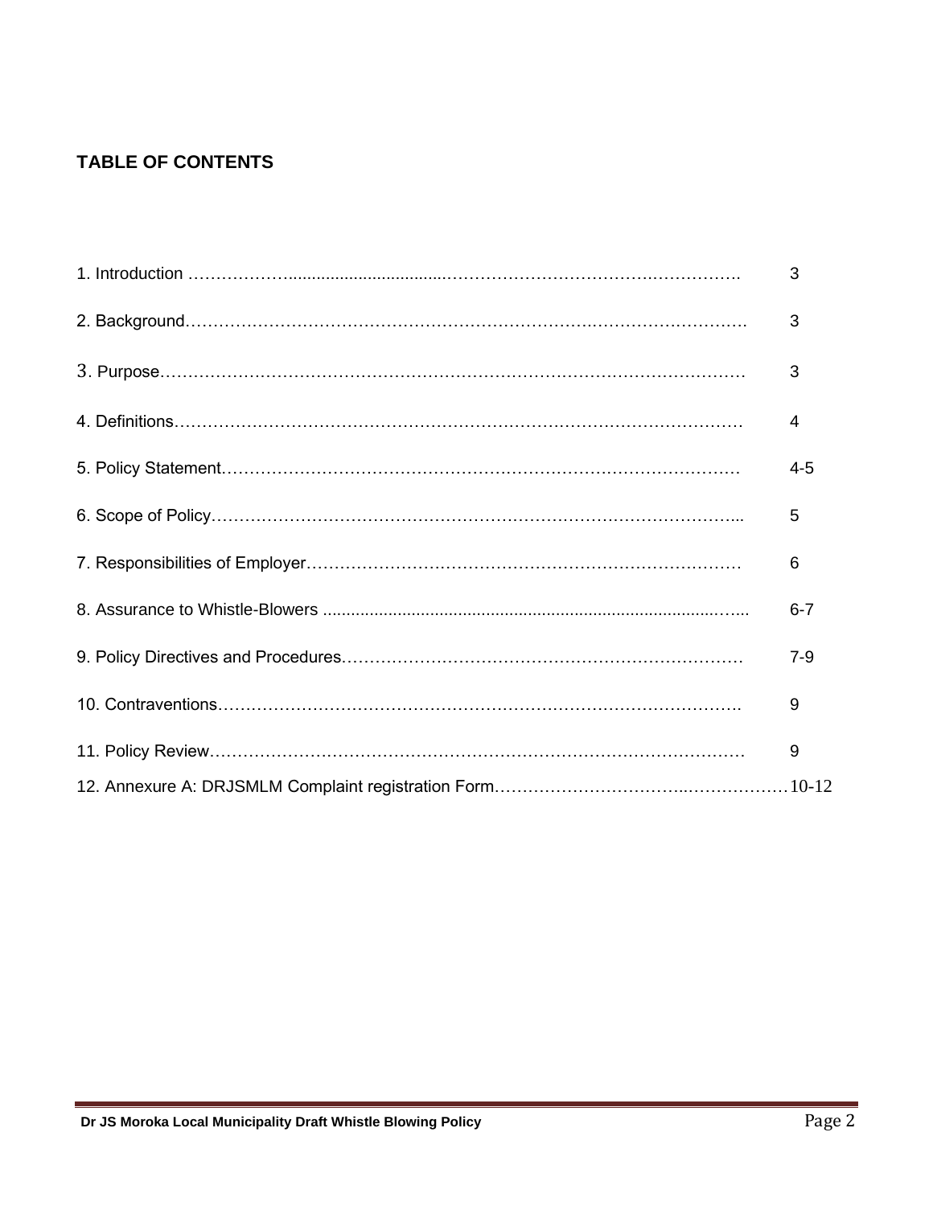**TABLE OF CONTENTS**

| | |
|---|---|
| 1. Introduction | 3 |
| 2. Background | 3 |
| 3. Purpose | 3 |
| 4. Definitions | 4 |
| 5. Policy Statement | 4-5 |
| 6. Scope of Policy | 5 |
| 7. Responsibilities of Employer | 6 |
| 8. Assurance to Whistle-Blowers | 6-7 |
| 9. Policy Directives and Procedures | 7-9 |
| 10. Contraventions | 9 |
| 11. Policy Review | 9 |
| 12. Annexure A: DRJSMLM Complaint registration Form | 10-12 |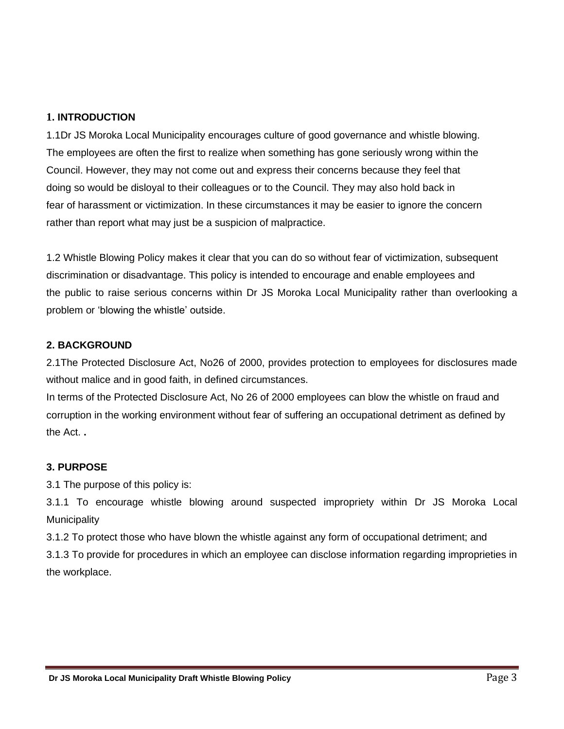## 1. INTRODUCTION

1.1Dr JS Moroka Local Municipality encourages culture of good governance and whistle blowing. The employees are often the first to realize when something has gone seriously wrong within the Council. However, they may not come out and express their concerns because they feel that doing so would be disloyal to their colleagues or to the Council. They may also hold back in fear of harassment or victimization. In these circumstances it may be easier to ignore the concern rather than report what may just be a suspicion of malpractice.

1.2 Whistle Blowing Policy makes it clear that you can do so without fear of victimization, subsequent discrimination or disadvantage. This policy is intended to encourage and enable employees and the public to raise serious concerns within Dr JS Moroka Local Municipality rather than overlooking a problem or 'blowing the whistle' outside.

## 2. BACKGROUND

2.1The Protected Disclosure Act, No26 of 2000, provides protection to employees for disclosures made without malice and in good faith, in defined circumstances.

In terms of the Protected Disclosure Act, No 26 of 2000 employees can blow the whistle on fraud and corruption in the working environment without fear of suffering an occupational detriment as defined by the Act. **.**

## 3. PURPOSE

3.1 The purpose of this policy is:

3.1.1 To encourage whistle blowing around suspected impropriety within Dr JS Moroka Local Municipality

3.1.2 To protect those who have blown the whistle against any form of occupational detriment; and

3.1.3 To provide for procedures in which an employee can disclose information regarding improprieties in the workplace.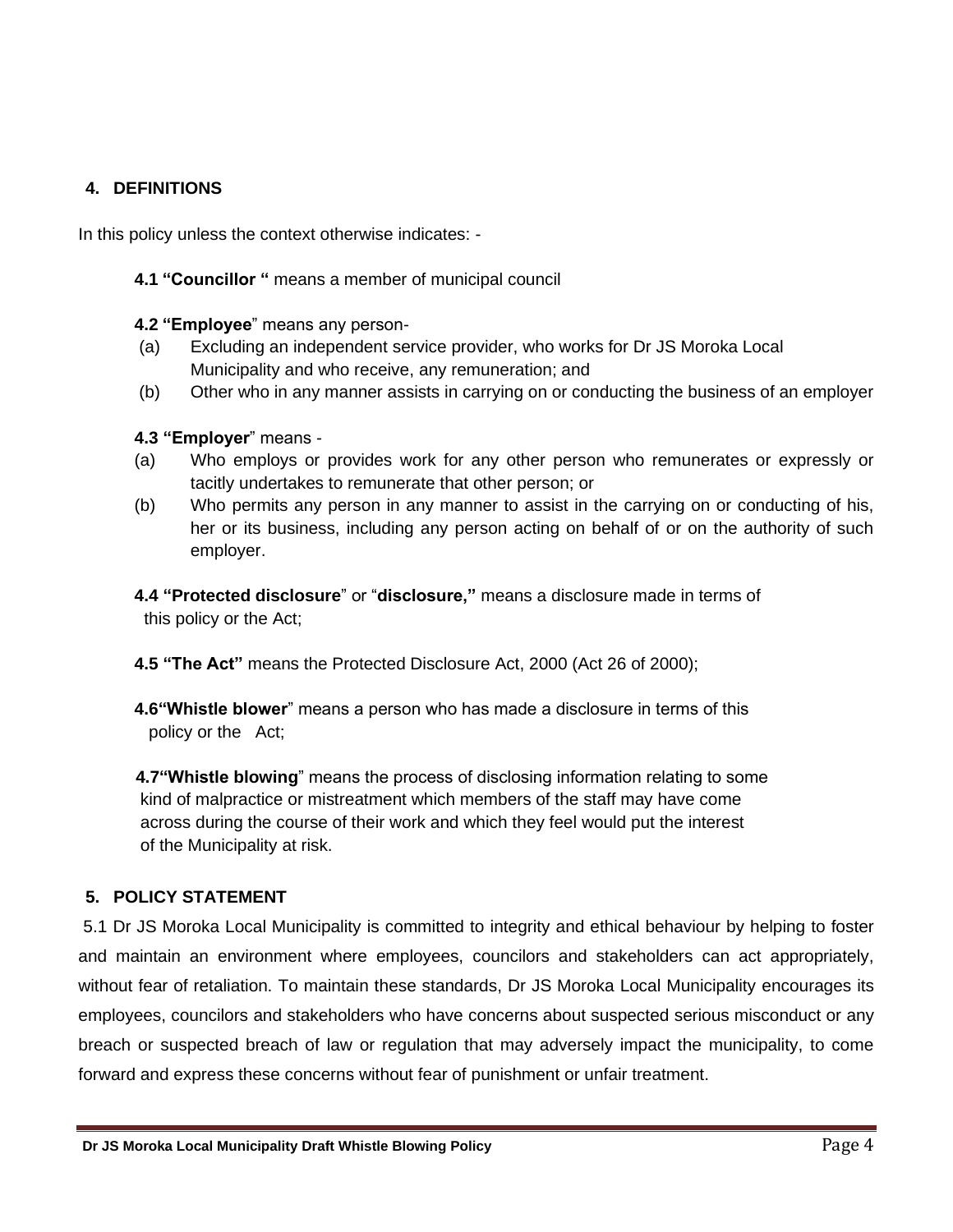## 4. DEFINITIONS

In this policy unless the context otherwise indicates: -

**4.1 "Councillor "** means a member of municipal council

**4.2 "Employee**" means any person-

(a) Excluding an independent service provider, who works for Dr JS Moroka Local Municipality and who receive, any remuneration; and

(b) Other who in any manner assists in carrying on or conducting the business of an employer

**4.3 "Employer**" means -

(a) Who employs or provides work for any other person who remunerates or expressly or tacitly undertakes to remunerate that other person; or

(b) Who permits any person in any manner to assist in the carrying on or conducting of his, her or its business, including any person acting on behalf of or on the authority of such employer.

**4.4 "Protected disclosure**" or "**disclosure,"** means a disclosure made in terms of this policy or the Act;

**4.5 "The Act"** means the Protected Disclosure Act, 2000 (Act 26 of 2000);

**4.6"Whistle blower**" means a person who has made a disclosure in terms of this policy or the Act;

**4.7"Whistle blowing**" means the process of disclosing information relating to some kind of malpractice or mistreatment which members of the staff may have come across during the course of their work and which they feel would put the interest of the Municipality at risk.

## 5. POLICY STATEMENT

5.1 Dr JS Moroka Local Municipality is committed to integrity and ethical behaviour by helping to foster and maintain an environment where employees, councilors and stakeholders can act appropriately, without fear of retaliation. To maintain these standards, Dr JS Moroka Local Municipality encourages its employees, councilors and stakeholders who have concerns about suspected serious misconduct or any breach or suspected breach of law or regulation that may adversely impact the municipality, to come forward and express these concerns without fear of punishment or unfair treatment.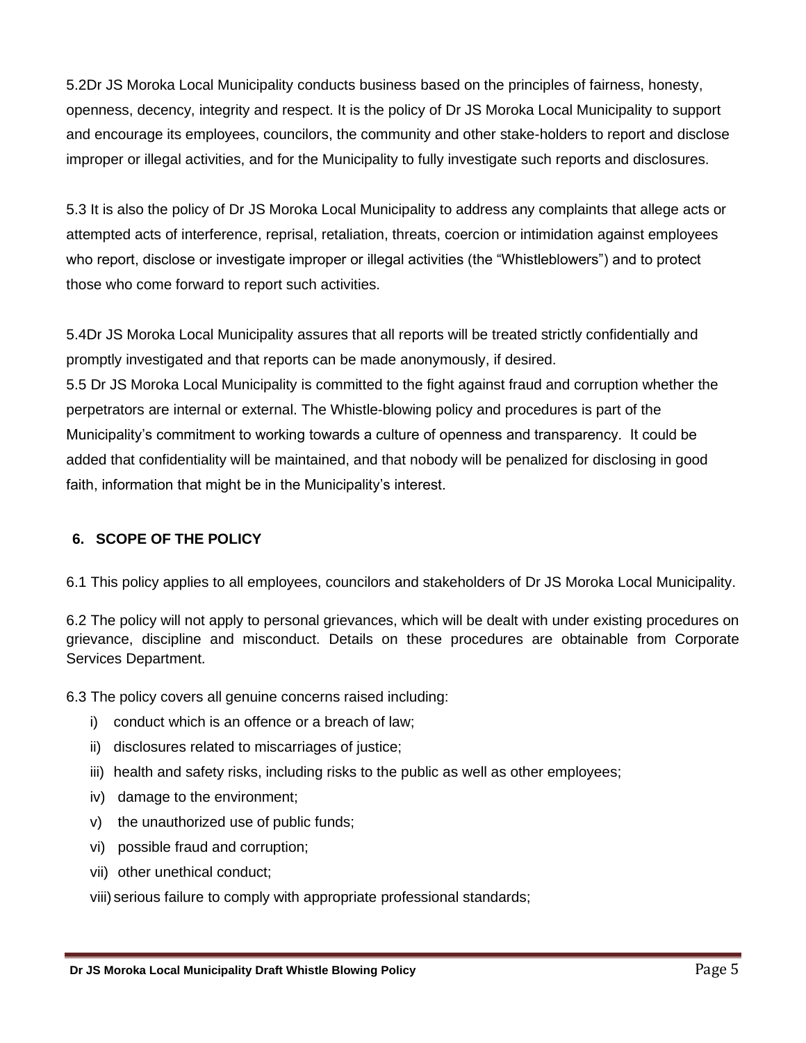5.2Dr JS Moroka Local Municipality conducts business based on the principles of fairness, honesty, openness, decency, integrity and respect. It is the policy of Dr JS Moroka Local Municipality to support and encourage its employees, councilors, the community and other stake-holders to report and disclose improper or illegal activities, and for the Municipality to fully investigate such reports and disclosures.

5.3 It is also the policy of Dr JS Moroka Local Municipality to address any complaints that allege acts or attempted acts of interference, reprisal, retaliation, threats, coercion or intimidation against employees who report, disclose or investigate improper or illegal activities (the "Whistleblowers") and to protect those who come forward to report such activities.

5.4Dr JS Moroka Local Municipality assures that all reports will be treated strictly confidentially and promptly investigated and that reports can be made anonymously, if desired.

5.5 Dr JS Moroka Local Municipality is committed to the fight against fraud and corruption whether the perpetrators are internal or external. The Whistle-blowing policy and procedures is part of the Municipality's commitment to working towards a culture of openness and transparency. It could be added that confidentiality will be maintained, and that nobody will be penalized for disclosing in good faith, information that might be in the Municipality's interest.

## 6. SCOPE OF THE POLICY

6.1 This policy applies to all employees, councilors and stakeholders of Dr JS Moroka Local Municipality.

6.2 The policy will not apply to personal grievances, which will be dealt with under existing procedures on grievance, discipline and misconduct. Details on these procedures are obtainable from Corporate Services Department.

6.3 The policy covers all genuine concerns raised including:

i) conduct which is an offence or a breach of law;
ii) disclosures related to miscarriages of justice;
iii) health and safety risks, including risks to the public as well as other employees;
iv) damage to the environment;
v) the unauthorized use of public funds;
vi) possible fraud and corruption;
vii) other unethical conduct;
viii) serious failure to comply with appropriate professional standards;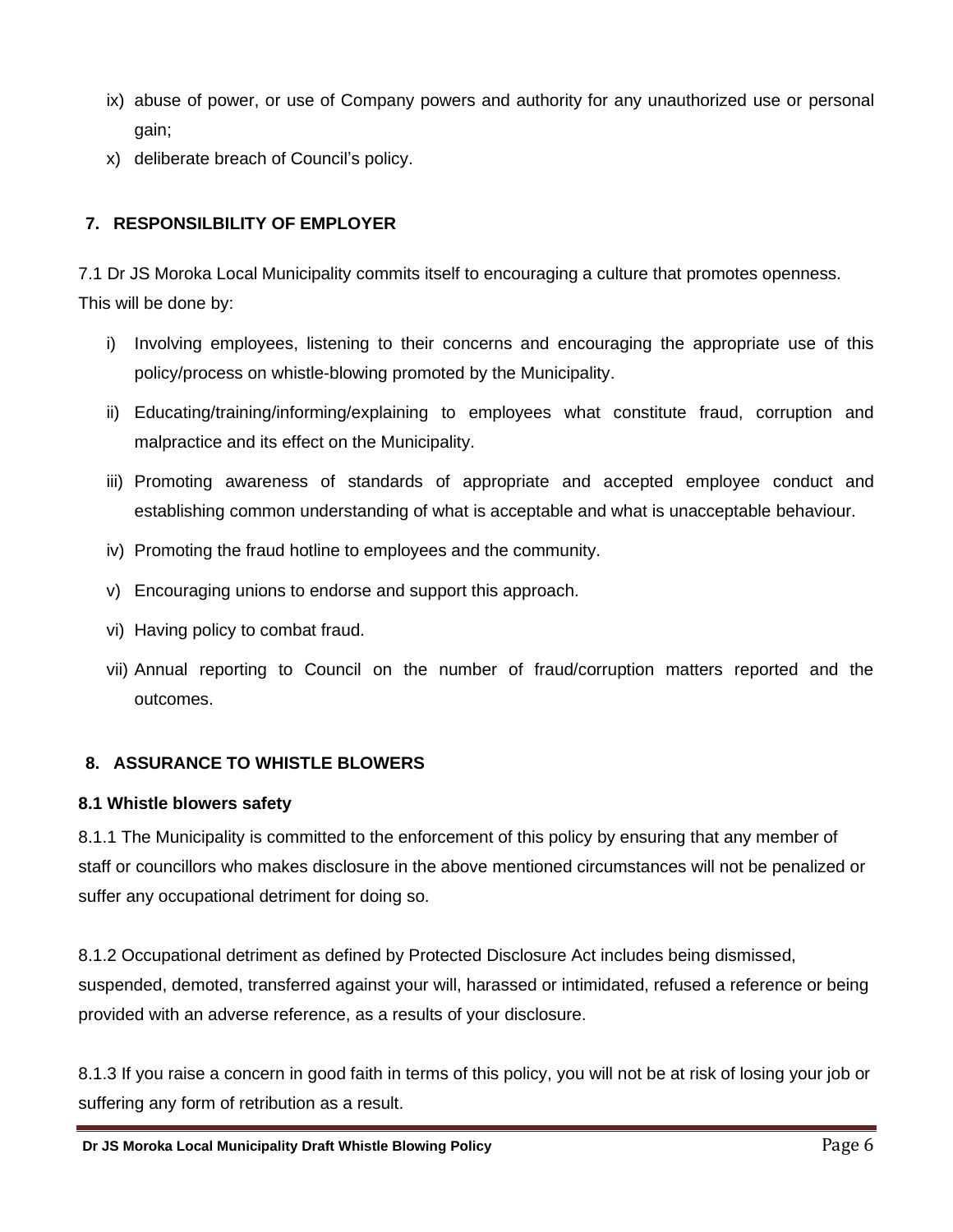ix) abuse of power, or use of Company powers and authority for any unauthorized use or personal gain;

x) deliberate breach of Council's policy.

## 7. RESPONSILBILITY OF EMPLOYER

7.1 Dr JS Moroka Local Municipality commits itself to encouraging a culture that promotes openness. This will be done by:

i) Involving employees, listening to their concerns and encouraging the appropriate use of this policy/process on whistle-blowing promoted by the Municipality.

ii) Educating/training/informing/explaining to employees what constitute fraud, corruption and malpractice and its effect on the Municipality.

iii) Promoting awareness of standards of appropriate and accepted employee conduct and establishing common understanding of what is acceptable and what is unacceptable behaviour.

iv) Promoting the fraud hotline to employees and the community.

v) Encouraging unions to endorse and support this approach.

vi) Having policy to combat fraud.

vii) Annual reporting to Council on the number of fraud/corruption matters reported and the outcomes.

## 8. ASSURANCE TO WHISTLE BLOWERS

### 8.1 Whistle blowers safety

8.1.1 The Municipality is committed to the enforcement of this policy by ensuring that any member of staff or councillors who makes disclosure in the above mentioned circumstances will not be penalized or suffer any occupational detriment for doing so.

8.1.2 Occupational detriment as defined by Protected Disclosure Act includes being dismissed, suspended, demoted, transferred against your will, harassed or intimidated, refused a reference or being provided with an adverse reference, as a results of your disclosure.

8.1.3 If you raise a concern in good faith in terms of this policy, you will not be at risk of losing your job or suffering any form of retribution as a result.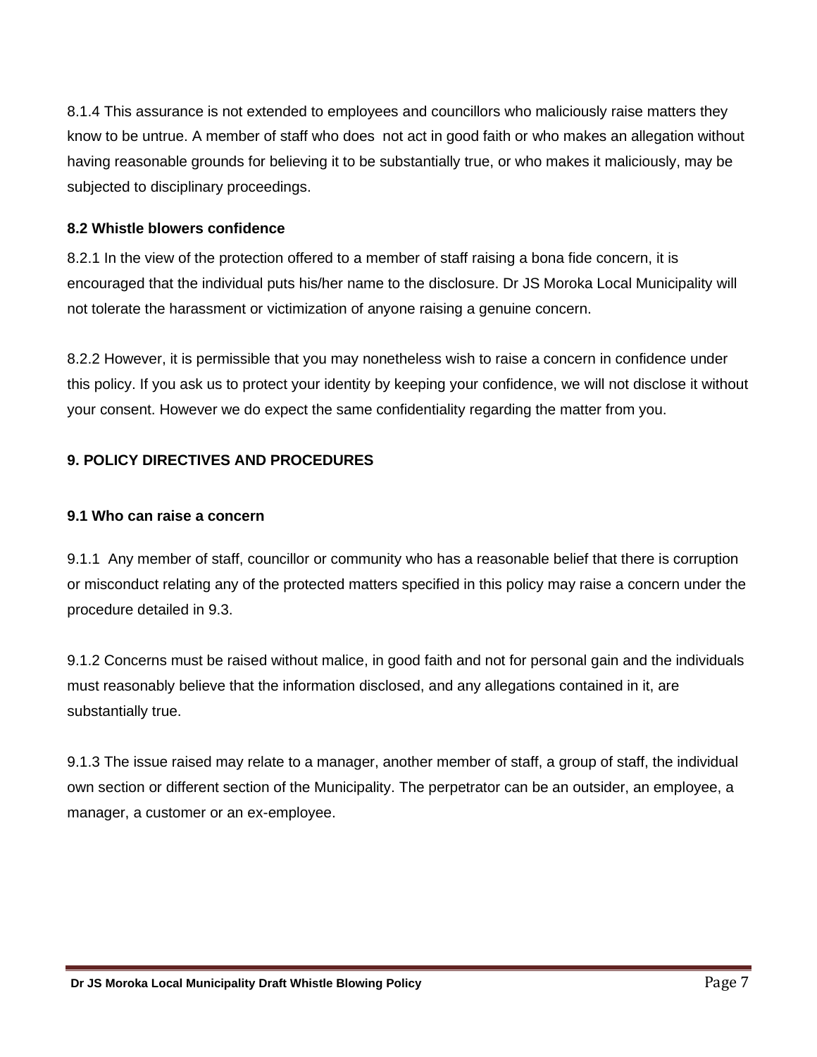8.1.4 This assurance is not extended to employees and councillors who maliciously raise matters they know to be untrue. A member of staff who does not act in good faith or who makes an allegation without having reasonable grounds for believing it to be substantially true, or who makes it maliciously, may be subjected to disciplinary proceedings.

### 8.2 Whistle blowers confidence

8.2.1 In the view of the protection offered to a member of staff raising a bona fide concern, it is encouraged that the individual puts his/her name to the disclosure. Dr JS Moroka Local Municipality will not tolerate the harassment or victimization of anyone raising a genuine concern.

8.2.2 However, it is permissible that you may nonetheless wish to raise a concern in confidence under this policy. If you ask us to protect your identity by keeping your confidence, we will not disclose it without your consent. However we do expect the same confidentiality regarding the matter from you.

## 9. POLICY DIRECTIVES AND PROCEDURES

### 9.1 Who can raise a concern

9.1.1 Any member of staff, councillor or community who has a reasonable belief that there is corruption or misconduct relating any of the protected matters specified in this policy may raise a concern under the procedure detailed in 9.3.

9.1.2 Concerns must be raised without malice, in good faith and not for personal gain and the individuals must reasonably believe that the information disclosed, and any allegations contained in it, are substantially true.

9.1.3 The issue raised may relate to a manager, another member of staff, a group of staff, the individual own section or different section of the Municipality. The perpetrator can be an outsider, an employee, a manager, a customer or an ex-employee.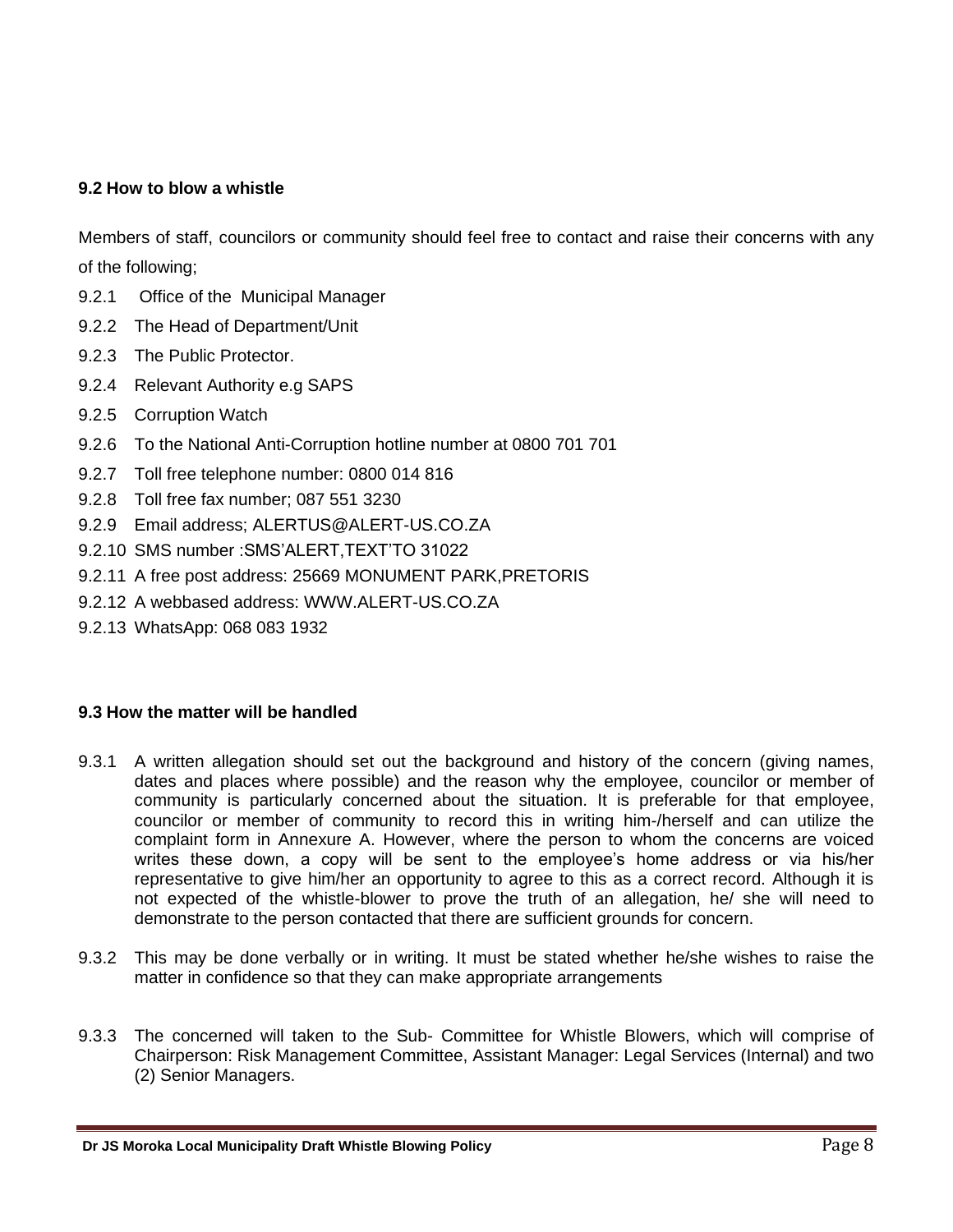### 9.2 How to blow a whistle

Members of staff, councilors or community should feel free to contact and raise their concerns with any of the following;

9.2.1 Office of the Municipal Manager

9.2.2 The Head of Department/Unit

9.2.3 The Public Protector.

9.2.4 Relevant Authority e.g SAPS

9.2.5 Corruption Watch

9.2.6 To the National Anti-Corruption hotline number at 0800 701 701

9.2.7 Toll free telephone number: 0800 014 816

9.2.8 Toll free fax number; 087 551 3230

9.2.9 Email address; ALERTUS@ALERT-US.CO.ZA

9.2.10 SMS number :SMS'ALERT,TEXT'TO 31022

9.2.11 A free post address: 25669 MONUMENT PARK,PRETORIS

9.2.12 A webbased address: WWW.ALERT-US.CO.ZA

9.2.13 WhatsApp: 068 083 1932

### 9.3 How the matter will be handled

9.3.1 A written allegation should set out the background and history of the concern (giving names, dates and places where possible) and the reason why the employee, councilor or member of community is particularly concerned about the situation. It is preferable for that employee, councilor or member of community to record this in writing him-/herself and can utilize the complaint form in Annexure A. However, where the person to whom the concerns are voiced writes these down, a copy will be sent to the employee's home address or via his/her representative to give him/her an opportunity to agree to this as a correct record. Although it is not expected of the whistle-blower to prove the truth of an allegation, he/ she will need to demonstrate to the person contacted that there are sufficient grounds for concern.

9.3.2 This may be done verbally or in writing. It must be stated whether he/she wishes to raise the matter in confidence so that they can make appropriate arrangements

9.3.3 The concerned will taken to the Sub- Committee for Whistle Blowers, which will comprise of Chairperson: Risk Management Committee, Assistant Manager: Legal Services (Internal) and two (2) Senior Managers.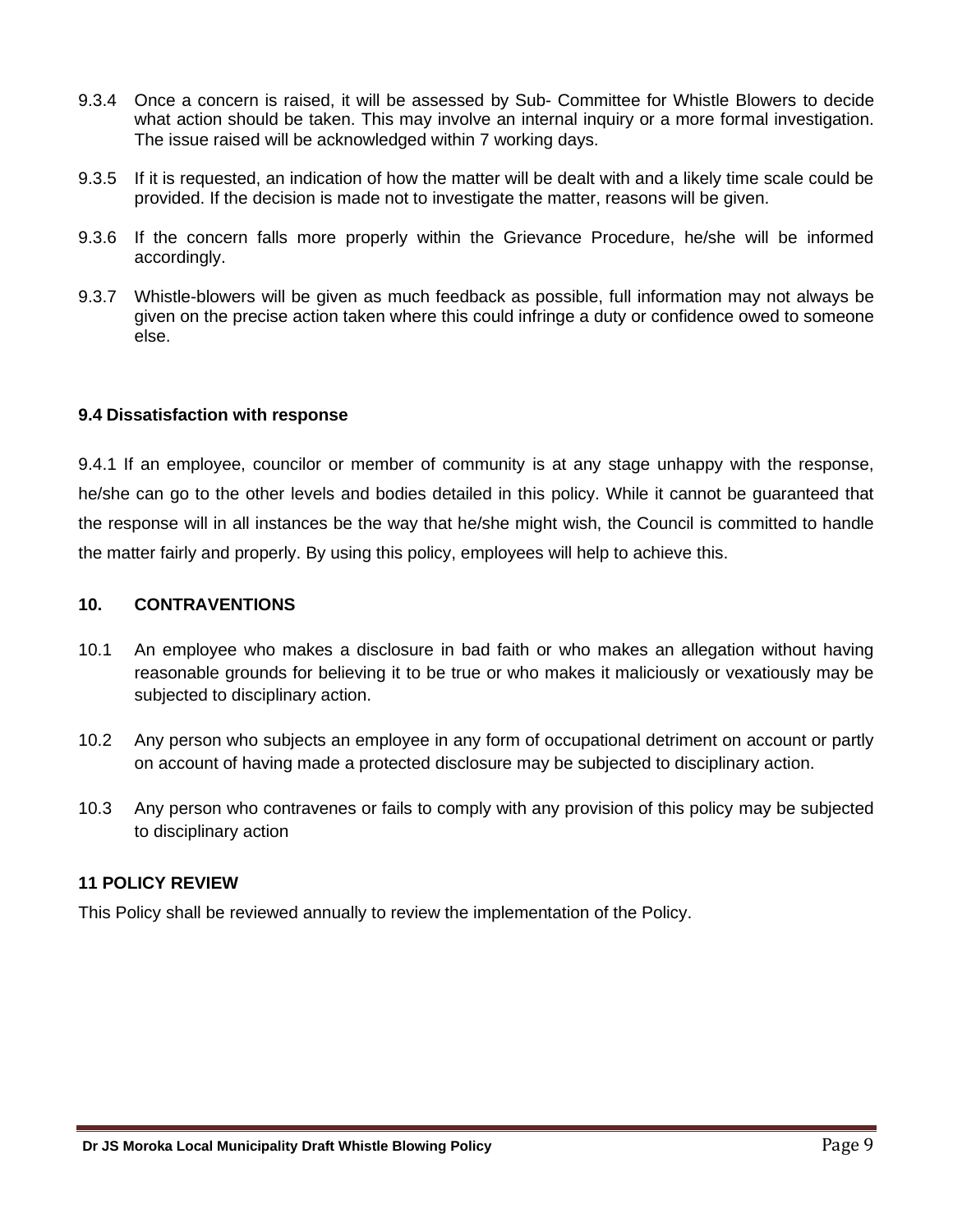9.3.4 Once a concern is raised, it will be assessed by Sub- Committee for Whistle Blowers to decide what action should be taken. This may involve an internal inquiry or a more formal investigation. The issue raised will be acknowledged within 7 working days.

9.3.5 If it is requested, an indication of how the matter will be dealt with and a likely time scale could be provided. If the decision is made not to investigate the matter, reasons will be given.

9.3.6 If the concern falls more properly within the Grievance Procedure, he/she will be informed accordingly.

9.3.7 Whistle-blowers will be given as much feedback as possible, full information may not always be given on the precise action taken where this could infringe a duty or confidence owed to someone else.

### 9.4 Dissatisfaction with response

9.4.1 If an employee, councilor or member of community is at any stage unhappy with the response, he/she can go to the other levels and bodies detailed in this policy. While it cannot be guaranteed that the response will in all instances be the way that he/she might wish, the Council is committed to handle the matter fairly and properly. By using this policy, employees will help to achieve this.

## 10. CONTRAVENTIONS

10.1 An employee who makes a disclosure in bad faith or who makes an allegation without having reasonable grounds for believing it to be true or who makes it maliciously or vexatiously may be subjected to disciplinary action.

10.2 Any person who subjects an employee in any form of occupational detriment on account or partly on account of having made a protected disclosure may be subjected to disciplinary action.

10.3 Any person who contravenes or fails to comply with any provision of this policy may be subjected to disciplinary action

## 11 POLICY REVIEW

This Policy shall be reviewed annually to review the implementation of the Policy.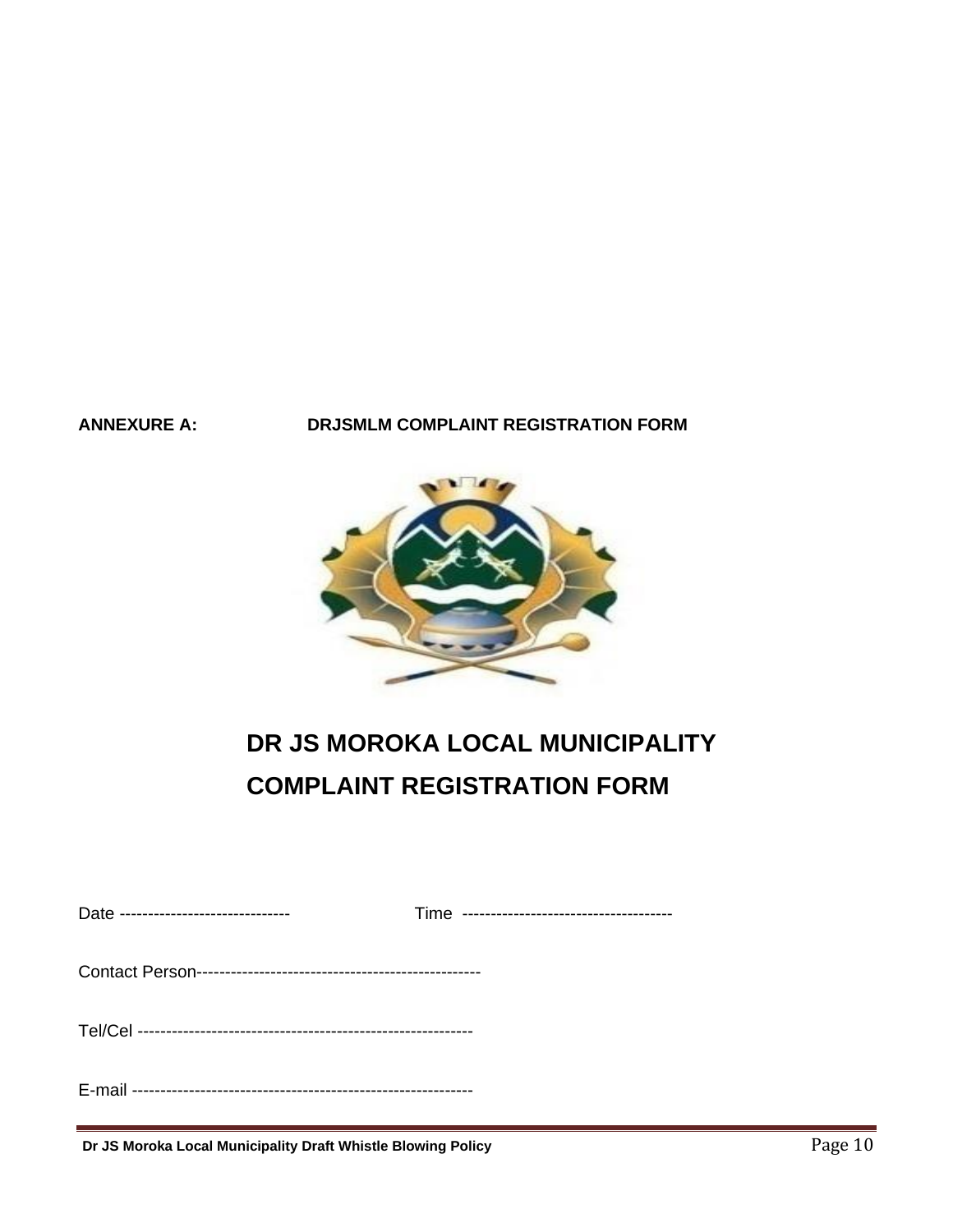**ANNEXURE A: DRJSMLM COMPLAINT REGISTRATION FORM**

# DR JS MOROKA LOCAL MUNICIPALITY
# COMPLAINT REGISTRATION FORM

Date ------------------------------ Time -------------------------------------

Contact Person--------------------------------------------------

Tel/Cel -----------------------------------------------------------

E-mail ------------------------------------------------------------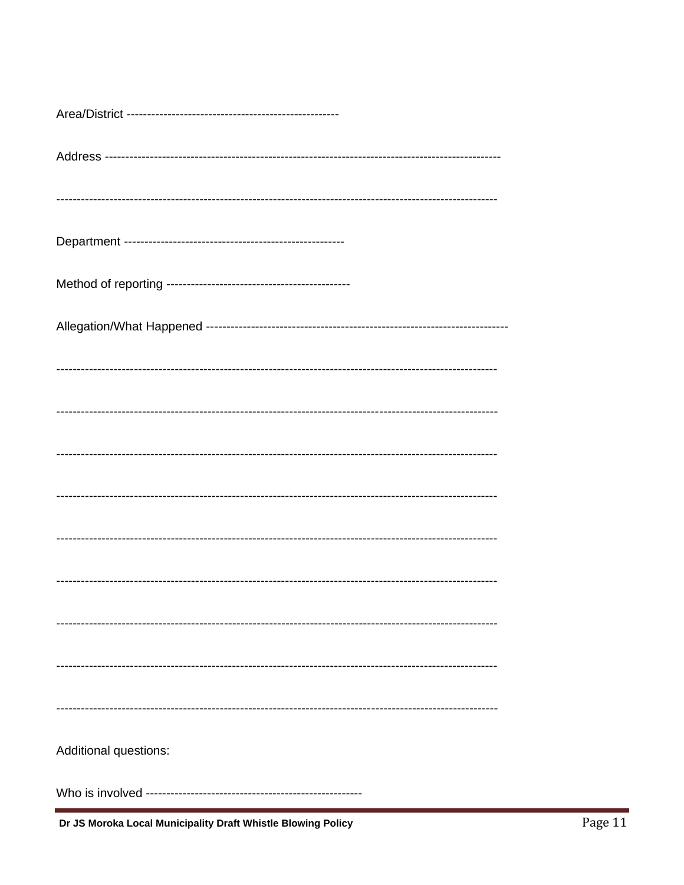Area/District ----------------------------------------------------

Address -------------------------------------------------------------------------------------------------

-----------------------------------------------------------------------------------------------------------

Department -----------------------------------------------------

Method of reporting --------------------------------------------

Allegation/What Happened -------------------------------------------------------------------------

-----------------------------------------------------------------------------------------------------------

-----------------------------------------------------------------------------------------------------------

-----------------------------------------------------------------------------------------------------------

-----------------------------------------------------------------------------------------------------------

-----------------------------------------------------------------------------------------------------------

-----------------------------------------------------------------------------------------------------------

-----------------------------------------------------------------------------------------------------------

-----------------------------------------------------------------------------------------------------------

-----------------------------------------------------------------------------------------------------------

Additional questions:

Who is involved -----------------------------------------------------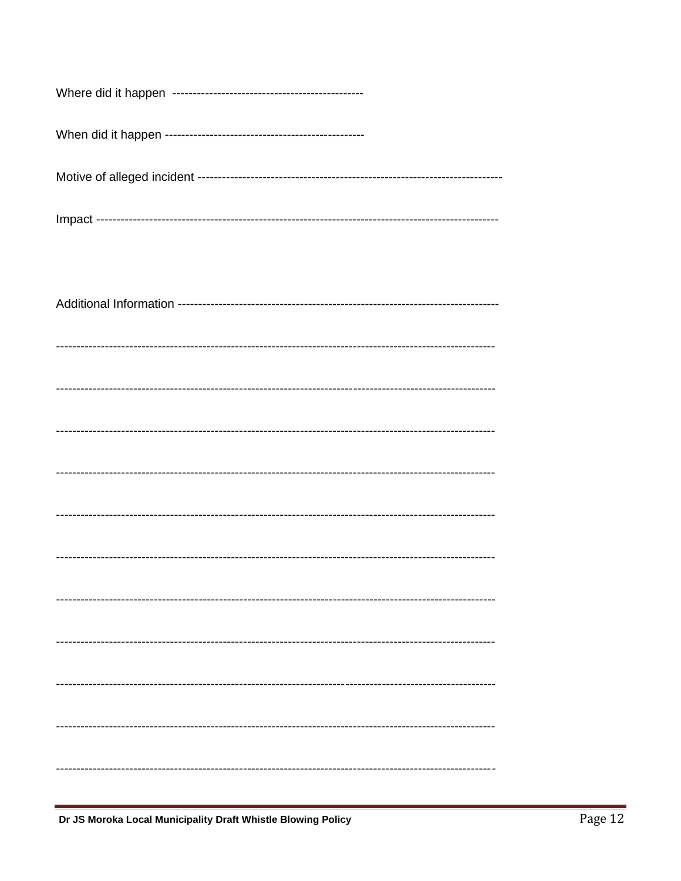Where did it happen -----------------------------------------------

When did it happen -------------------------------------------------

Motive of alleged incident --------------------------------------------------------------------------

Impact -----------------------------------------------------------------------------------------------------

Additional Information ------------------------------------------------------------------------------

-------------------------------------------------------------------------------------------------------------

-------------------------------------------------------------------------------------------------------------

-------------------------------------------------------------------------------------------------------------

-------------------------------------------------------------------------------------------------------------

-------------------------------------------------------------------------------------------------------------

-------------------------------------------------------------------------------------------------------------

-------------------------------------------------------------------------------------------------------------

-------------------------------------------------------------------------------------------------------------

-------------------------------------------------------------------------------------------------------------

-------------------------------------------------------------------------------------------------------------

-------------------------------------------------------------------------------------------------------------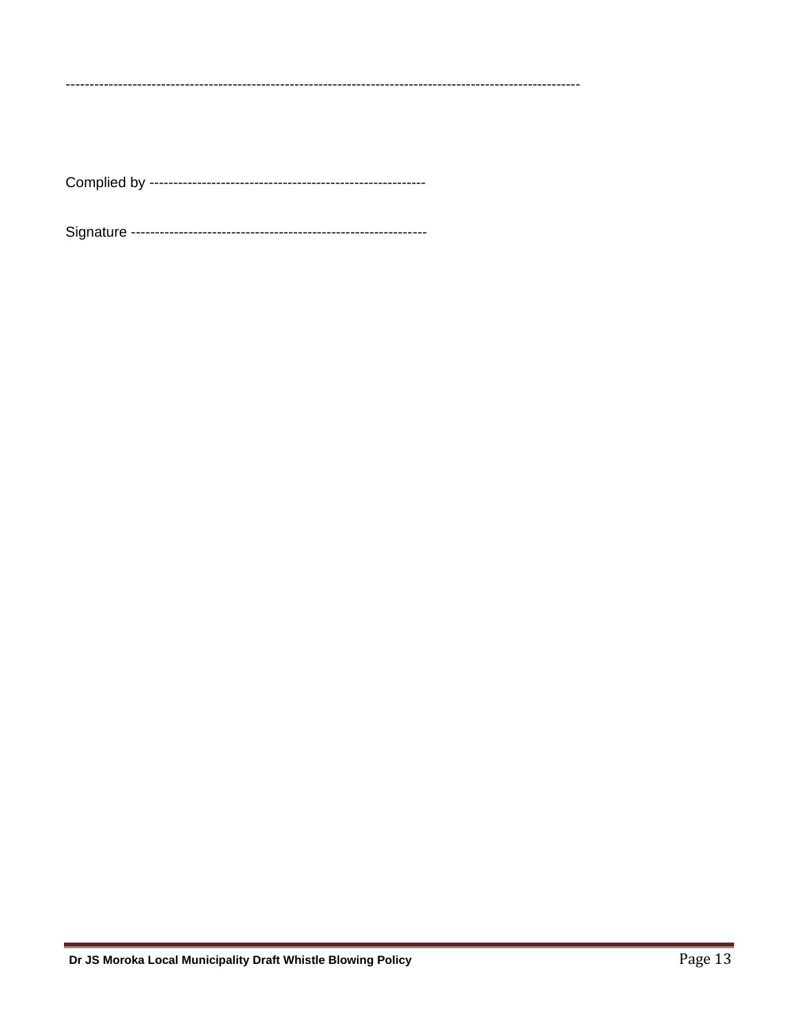-----------------------------------------------------------------------------------------------------------

Complied by -----------------------------------------------------------

Signature --------------------------------------------------------------